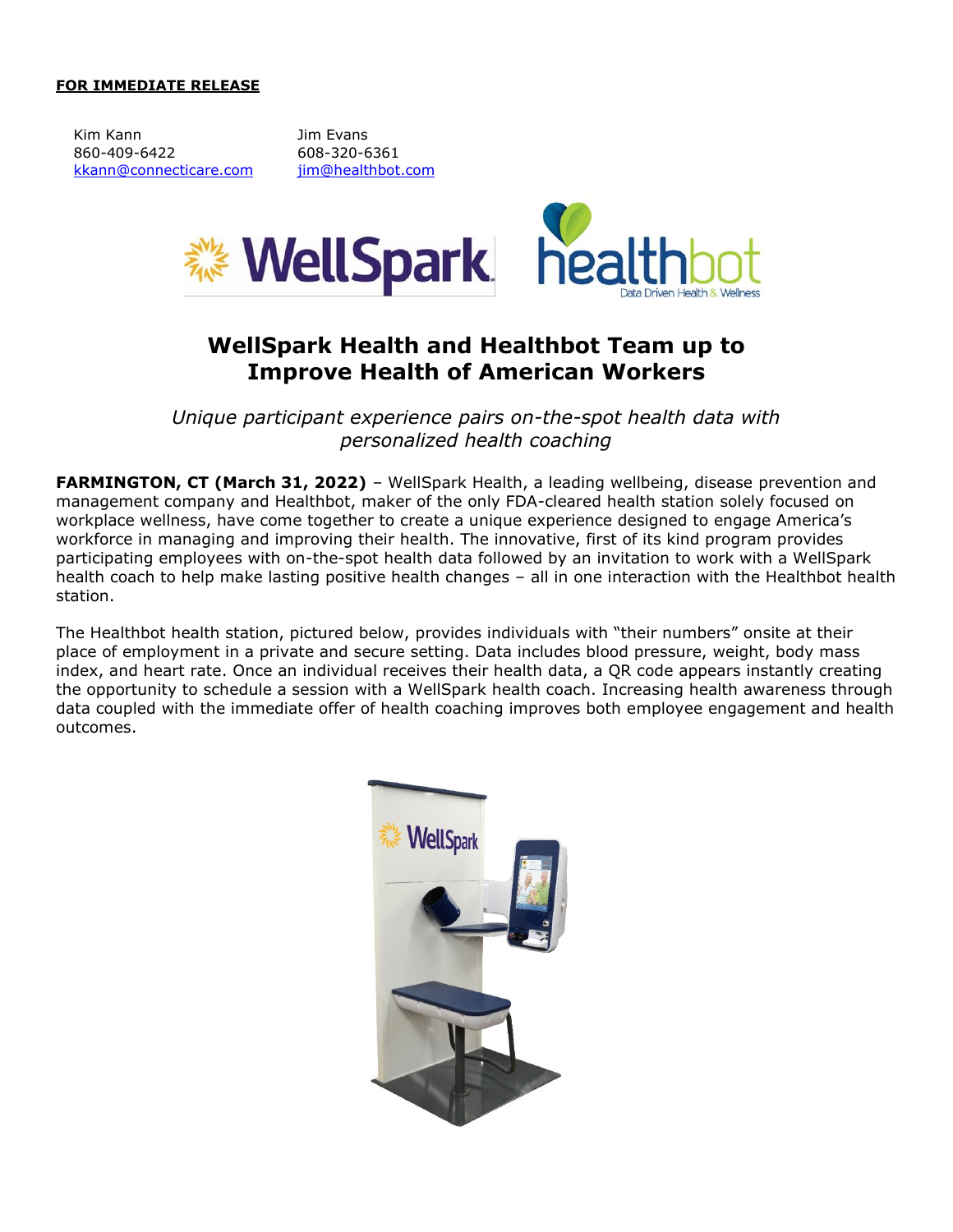**FOR IMMEDIATE RELEASE**

Kim Kann
860-409-6422
kkann@connecticare.com

Jim Evans
608-320-6361
jim@healthbot.com

# WellSpark Health and Healthbot Team up to Improve Health of American Workers

*Unique participant experience pairs on-the-spot health data with personalized health coaching*

**FARMINGTON, CT (March 31, 2022)** – WellSpark Health, a leading wellbeing, disease prevention and management company and Healthbot, maker of the only FDA-cleared health station solely focused on workplace wellness, have come together to create a unique experience designed to engage America's workforce in managing and improving their health. The innovative, first of its kind program provides participating employees with on-the-spot health data followed by an invitation to work with a WellSpark health coach to help make lasting positive health changes – all in one interaction with the Healthbot health station.

The Healthbot health station, pictured below, provides individuals with "their numbers" onsite at their place of employment in a private and secure setting. Data includes blood pressure, weight, body mass index, and heart rate. Once an individual receives their health data, a QR code appears instantly creating the opportunity to schedule a session with a WellSpark health coach. Increasing health awareness through data coupled with the immediate offer of health coaching improves both employee engagement and health outcomes.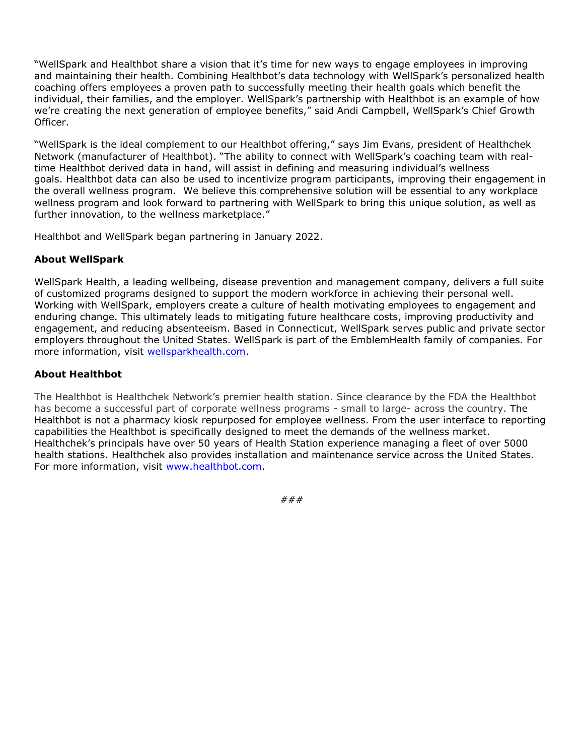"WellSpark and Healthbot share a vision that it's time for new ways to engage employees in improving and maintaining their health. Combining Healthbot's data technology with WellSpark's personalized health coaching offers employees a proven path to successfully meeting their health goals which benefit the individual, their families, and the employer. WellSpark's partnership with Healthbot is an example of how we're creating the next generation of employee benefits," said Andi Campbell, WellSpark's Chief Growth Officer.

"WellSpark is the ideal complement to our Healthbot offering," says Jim Evans, president of Healthchek Network (manufacturer of Healthbot). "The ability to connect with WellSpark's coaching team with real-time Healthbot derived data in hand, will assist in defining and measuring individual's wellness goals. Healthbot data can also be used to incentivize program participants, improving their engagement in the overall wellness program. We believe this comprehensive solution will be essential to any workplace wellness program and look forward to partnering with WellSpark to bring this unique solution, as well as further innovation, to the wellness marketplace."

Healthbot and WellSpark began partnering in January 2022.

**About WellSpark**

WellSpark Health, a leading wellbeing, disease prevention and management company, delivers a full suite of customized programs designed to support the modern workforce in achieving their personal well. Working with WellSpark, employers create a culture of health motivating employees to engagement and enduring change. This ultimately leads to mitigating future healthcare costs, improving productivity and engagement, and reducing absenteeism. Based in Connecticut, WellSpark serves public and private sector employers throughout the United States. WellSpark is part of the EmblemHealth family of companies. For more information, visit [wellsparkhealth.com](wellsparkhealth.com).

**About Healthbot**

The Healthbot is Healthchek Network's premier health station. Since clearance by the FDA the Healthbot has become a successful part of corporate wellness programs - small to large- across the country. The Healthbot is not a pharmacy kiosk repurposed for employee wellness. From the user interface to reporting capabilities the Healthbot is specifically designed to meet the demands of the wellness market. Healthchek's principals have over 50 years of Health Station experience managing a fleet of over 5000 health stations. Healthchek also provides installation and maintenance service across the United States. For more information, visit [www.healthbot.com](www.healthbot.com).

###